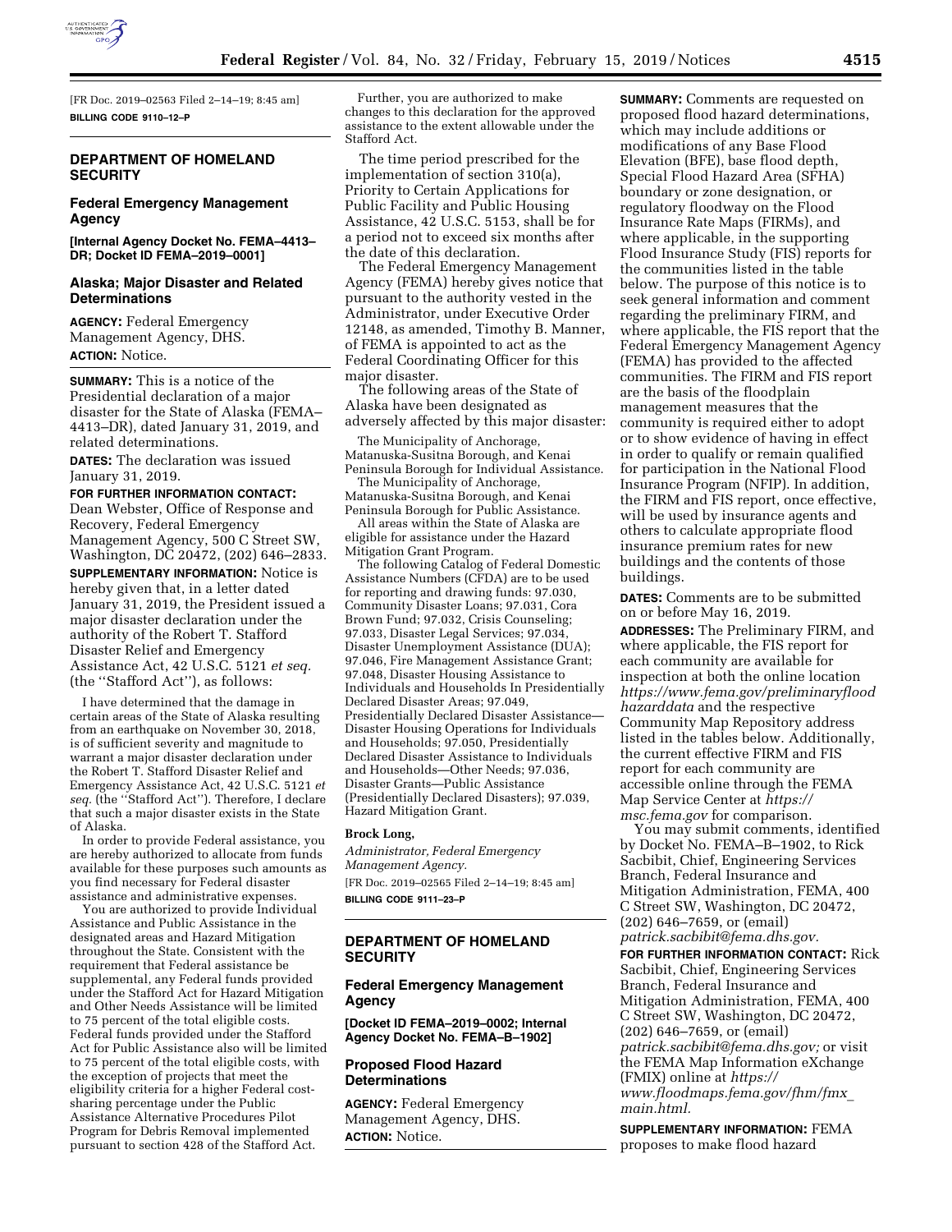[FR Doc. 2019–02563 Filed 2–14–19; 8:45 am]

**BILLING CODE 9110–12–P**

## DEPARTMENT OF HOMELAND SECURITY

### Federal Emergency Management Agency

**[Internal Agency Docket No. FEMA–4413–DR; Docket ID FEMA–2019–0001]**

### Alaska; Major Disaster and Related Determinations

**AGENCY:** Federal Emergency Management Agency, DHS.

**ACTION:** Notice.

**SUMMARY:** This is a notice of the Presidential declaration of a major disaster for the State of Alaska (FEMA–4413–DR), dated January 31, 2019, and related determinations.

**DATES:** The declaration was issued January 31, 2019.

**FOR FURTHER INFORMATION CONTACT:** Dean Webster, Office of Response and Recovery, Federal Emergency Management Agency, 500 C Street SW, Washington, DC 20472, (202) 646–2833.

**SUPPLEMENTARY INFORMATION:** Notice is hereby given that, in a letter dated January 31, 2019, the President issued a major disaster declaration under the authority of the Robert T. Stafford Disaster Relief and Emergency Assistance Act, 42 U.S.C. 5121 *et seq.* (the ''Stafford Act''), as follows:

I have determined that the damage in certain areas of the State of Alaska resulting from an earthquake on November 30, 2018, is of sufficient severity and magnitude to warrant a major disaster declaration under the Robert T. Stafford Disaster Relief and Emergency Assistance Act, 42 U.S.C. 5121 *et seq.* (the ''Stafford Act''). Therefore, I declare that such a major disaster exists in the State of Alaska.

In order to provide Federal assistance, you are hereby authorized to allocate from funds available for these purposes such amounts as you find necessary for Federal disaster assistance and administrative expenses.

You are authorized to provide Individual Assistance and Public Assistance in the designated areas and Hazard Mitigation throughout the State. Consistent with the requirement that Federal assistance be supplemental, any Federal funds provided under the Stafford Act for Hazard Mitigation and Other Needs Assistance will be limited to 75 percent of the total eligible costs. Federal funds provided under the Stafford Act for Public Assistance also will be limited to 75 percent of the total eligible costs, with the exception of projects that meet the eligibility criteria for a higher Federal cost-sharing percentage under the Public Assistance Alternative Procedures Pilot Program for Debris Removal implemented pursuant to section 428 of the Stafford Act.

Further, you are authorized to make changes to this declaration for the approved assistance to the extent allowable under the Stafford Act.

The time period prescribed for the implementation of section 310(a), Priority to Certain Applications for Public Facility and Public Housing Assistance, 42 U.S.C. 5153, shall be for a period not to exceed six months after the date of this declaration.

The Federal Emergency Management Agency (FEMA) hereby gives notice that pursuant to the authority vested in the Administrator, under Executive Order 12148, as amended, Timothy B. Manner, of FEMA is appointed to act as the Federal Coordinating Officer for this major disaster.

The following areas of the State of Alaska have been designated as adversely affected by this major disaster:

The Municipality of Anchorage, Matanuska-Susitna Borough, and Kenai Peninsula Borough for Individual Assistance.

The Municipality of Anchorage, Matanuska-Susitna Borough, and Kenai Peninsula Borough for Public Assistance.

All areas within the State of Alaska are eligible for assistance under the Hazard Mitigation Grant Program.

The following Catalog of Federal Domestic Assistance Numbers (CFDA) are to be used for reporting and drawing funds: 97.030, Community Disaster Loans; 97.031, Cora Brown Fund; 97.032, Crisis Counseling; 97.033, Disaster Legal Services; 97.034, Disaster Unemployment Assistance (DUA); 97.046, Fire Management Assistance Grant; 97.048, Disaster Housing Assistance to Individuals and Households In Presidentially Declared Disaster Areas; 97.049, Presidentially Declared Disaster Assistance—Disaster Housing Operations for Individuals and Households; 97.050, Presidentially Declared Disaster Assistance to Individuals and Households—Other Needs; 97.036, Disaster Grants—Public Assistance (Presidentially Declared Disasters); 97.039, Hazard Mitigation Grant.

**Brock Long,**

*Administrator, Federal Emergency Management Agency.*

[FR Doc. 2019–02565 Filed 2–14–19; 8:45 am]

**BILLING CODE 9111–23–P**

## DEPARTMENT OF HOMELAND SECURITY

### Federal Emergency Management Agency

**[Docket ID FEMA–2019–0002; Internal Agency Docket No. FEMA–B–1902]**

### Proposed Flood Hazard Determinations

**AGENCY:** Federal Emergency Management Agency, DHS.

**ACTION:** Notice.

**SUMMARY:** Comments are requested on proposed flood hazard determinations, which may include additions or modifications of any Base Flood Elevation (BFE), base flood depth, Special Flood Hazard Area (SFHA) boundary or zone designation, or regulatory floodway on the Flood Insurance Rate Maps (FIRMs), and where applicable, in the supporting Flood Insurance Study (FIS) reports for the communities listed in the table below. The purpose of this notice is to seek general information and comment regarding the preliminary FIRM, and where applicable, the FIS report that the Federal Emergency Management Agency (FEMA) has provided to the affected communities. The FIRM and FIS report are the basis of the floodplain management measures that the community is required either to adopt or to show evidence of having in effect in order to qualify or remain qualified for participation in the National Flood Insurance Program (NFIP). In addition, the FIRM and FIS report, once effective, will be used by insurance agents and others to calculate appropriate flood insurance premium rates for new buildings and the contents of those buildings.

**DATES:** Comments are to be submitted on or before May 16, 2019.

**ADDRESSES:** The Preliminary FIRM, and where applicable, the FIS report for each community are available for inspection at both the online location *https://www.fema.gov/preliminaryfloodhazarddata* and the respective Community Map Repository address listed in the tables below. Additionally, the current effective FIRM and FIS report for each community are accessible online through the FEMA Map Service Center at *https://msc.fema.gov* for comparison.

You may submit comments, identified by Docket No. FEMA–B–1902, to Rick Sacbibit, Chief, Engineering Services Branch, Federal Insurance and Mitigation Administration, FEMA, 400 C Street SW, Washington, DC 20472, (202) 646–7659, or (email) *patrick.sacbibit@fema.dhs.gov.*

**FOR FURTHER INFORMATION CONTACT:** Rick Sacbibit, Chief, Engineering Services Branch, Federal Insurance and Mitigation Administration, FEMA, 400 C Street SW, Washington, DC 20472, (202) 646–7659, or (email) *patrick.sacbibit@fema.dhs.gov;* or visit the FEMA Map Information eXchange (FMIX) online at *https://www.floodmaps.fema.gov/fhm/fmx_main.html.*

**SUPPLEMENTARY INFORMATION:** FEMA proposes to make flood hazard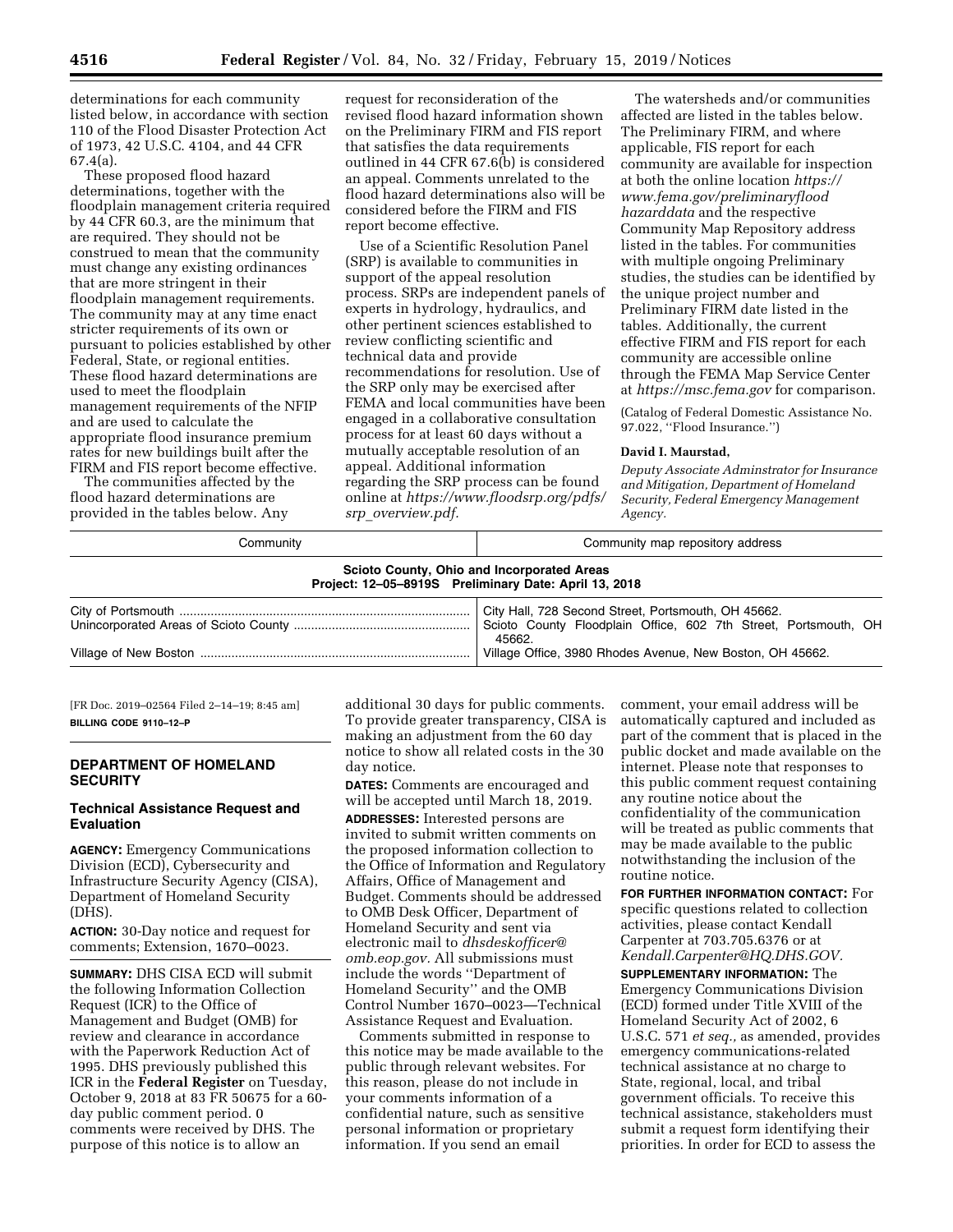determinations for each community listed below, in accordance with section 110 of the Flood Disaster Protection Act of 1973, 42 U.S.C. 4104, and 44 CFR 67.4(a).

These proposed flood hazard determinations, together with the floodplain management criteria required by 44 CFR 60.3, are the minimum that are required. They should not be construed to mean that the community must change any existing ordinances that are more stringent in their floodplain management requirements. The community may at any time enact stricter requirements of its own or pursuant to policies established by other Federal, State, or regional entities. These flood hazard determinations are used to meet the floodplain management requirements of the NFIP and are used to calculate the appropriate flood insurance premium rates for new buildings built after the FIRM and FIS report become effective.

The communities affected by the flood hazard determinations are provided in the tables below. Any request for reconsideration of the revised flood hazard information shown on the Preliminary FIRM and FIS report that satisfies the data requirements outlined in 44 CFR 67.6(b) is considered an appeal. Comments unrelated to the flood hazard determinations also will be considered before the FIRM and FIS report become effective.

Use of a Scientific Resolution Panel (SRP) is available to communities in support of the appeal resolution process. SRPs are independent panels of experts in hydrology, hydraulics, and other pertinent sciences established to review conflicting scientific and technical data and provide recommendations for resolution. Use of the SRP only may be exercised after FEMA and local communities have been engaged in a collaborative consultation process for at least 60 days without a mutually acceptable resolution of an appeal. Additional information regarding the SRP process can be found online at *https://www.floodsrp.org/pdfs/srp_overview.pdf.*

The watersheds and/or communities affected are listed in the tables below. The Preliminary FIRM, and where applicable, FIS report for each community are available for inspection at both the online location *https://www.fema.gov/preliminaryfloodhazarddata* and the respective Community Map Repository address listed in the tables. For communities with multiple ongoing Preliminary studies, the studies can be identified by the unique project number and Preliminary FIRM date listed in the tables. Additionally, the current effective FIRM and FIS report for each community are accessible online through the FEMA Map Service Center at *https://msc.fema.gov* for comparison.

(Catalog of Federal Domestic Assistance No. 97.022, ''Flood Insurance.'')

**David I. Maurstad,**

*Deputy Associate Adminstrator for Insurance and Mitigation, Department of Homeland Security, Federal Emergency Management Agency.*

| Community | Community map repository address |
|---|---|
| **Scioto County, Ohio and Incorporated Areas**<br>**Project: 12–05–8919S Preliminary Date: April 13, 2018** | |
| City of Portsmouth | City Hall, 728 Second Street, Portsmouth, OH 45662. |
| Unincorporated Areas of Scioto County | Scioto County Floodplain Office, 602 7th Street, Portsmouth, OH 45662. |
| Village of New Boston | Village Office, 3980 Rhodes Avenue, New Boston, OH 45662. |

[FR Doc. 2019–02564 Filed 2–14–19; 8:45 am]

**BILLING CODE 9110–12–P**

## DEPARTMENT OF HOMELAND SECURITY

### Technical Assistance Request and Evaluation

**AGENCY:** Emergency Communications Division (ECD), Cybersecurity and Infrastructure Security Agency (CISA), Department of Homeland Security (DHS).

**ACTION:** 30-Day notice and request for comments; Extension, 1670–0023.

**SUMMARY:** DHS CISA ECD will submit the following Information Collection Request (ICR) to the Office of Management and Budget (OMB) for review and clearance in accordance with the Paperwork Reduction Act of 1995. DHS previously published this ICR in the **Federal Register** on Tuesday, October 9, 2018 at 83 FR 50675 for a 60-day public comment period. 0 comments were received by DHS. The purpose of this notice is to allow an additional 30 days for public comments. To provide greater transparency, CISA is making an adjustment from the 60 day notice to show all related costs in the 30 day notice.

**DATES:** Comments are encouraged and will be accepted until March 18, 2019.

**ADDRESSES:** Interested persons are invited to submit written comments on the proposed information collection to the Office of Information and Regulatory Affairs, Office of Management and Budget. Comments should be addressed to OMB Desk Officer, Department of Homeland Security and sent via electronic mail to *dhsdeskofficer@omb.eop.gov.* All submissions must include the words ''Department of Homeland Security'' and the OMB Control Number 1670–0023—Technical Assistance Request and Evaluation.

Comments submitted in response to this notice may be made available to the public through relevant websites. For this reason, please do not include in your comments information of a confidential nature, such as sensitive personal information or proprietary information. If you send an email comment, your email address will be automatically captured and included as part of the comment that is placed in the public docket and made available on the internet. Please note that responses to this public comment request containing any routine notice about the confidentiality of the communication will be treated as public comments that may be made available to the public notwithstanding the inclusion of the routine notice.

**FOR FURTHER INFORMATION CONTACT:** For specific questions related to collection activities, please contact Kendall Carpenter at 703.705.6376 or at *Kendall.Carpenter@HQ.DHS.GOV.*

**SUPPLEMENTARY INFORMATION:** The Emergency Communications Division (ECD) formed under Title XVIII of the Homeland Security Act of 2002, 6 U.S.C. 571 *et seq.,* as amended, provides emergency communications-related technical assistance at no charge to State, regional, local, and tribal government officials. To receive this technical assistance, stakeholders must submit a request form identifying their priorities. In order for ECD to assess the